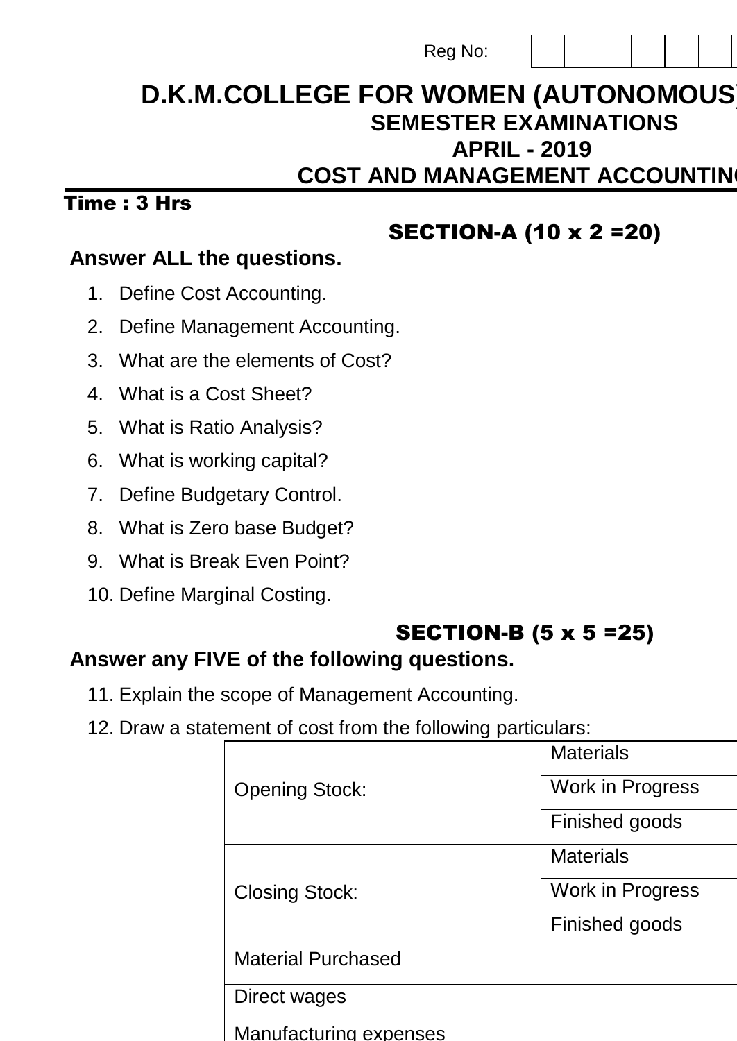Reg No:

# D.K.M.COLLEGE FOR WOMEN (AUTONOMOUS)

## SEMESTER EXAMINATIONS

## APRIL - 2019

## COST AND MANAGEMENT ACCOUNTING

**Time : 3 Hrs**

### SECTION-A (10 x 2 =20)

**Answer ALL the questions.**

1. Define Cost Accounting.
2. Define Management Accounting.
3. What are the elements of Cost?
4. What is a Cost Sheet?
5. What is Ratio Analysis?
6. What is working capital?
7. Define Budgetary Control.
8. What is Zero base Budget?
9. What is Break Even Point?
10. Define Marginal Costing.

### SECTION-B (5 x 5 =25)

**Answer any FIVE of the following questions.**

11. Explain the scope of Management Accounting.
12. Draw a statement of cost from the following particulars:

| | | |
|---|---|---|
| Opening Stock: | Materials | |
| | Work in Progress | |
| | Finished goods | |
| Closing Stock: | Materials | |
| | Work in Progress | |
| | Finished goods | |
| Material Purchased | | |
| Direct wages | | |
| Manufacturing expenses | | |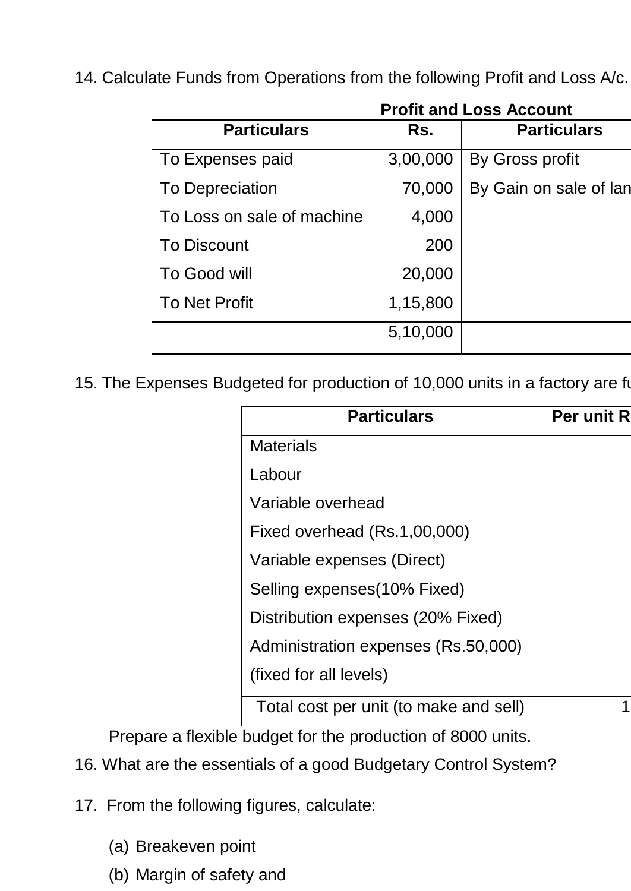14. Calculate Funds from Operations from the following Profit and Loss A/c.

**Profit and Loss Account**

| Particulars | Rs. | Particulars |
|---|---|---|
| To Expenses paid | 3,00,000 | By Gross profit |
| To Depreciation | 70,000 | By Gain on sale of lan |
| To Loss on sale of machine | 4,000 | |
| To Discount | 200 | |
| To Good will | 20,000 | |
| To Net Profit | 1,15,800 | |
| | 5,10,000 | |

15. The Expenses Budgeted for production of 10,000 units in a factory are fu

| Particulars | Per unit R |
|---|---|
| Materials<br>Labour<br>Variable overhead<br>Fixed overhead (Rs.1,00,000)<br>Variable expenses (Direct)<br>Selling expenses(10% Fixed)<br>Distribution expenses (20% Fixed)<br>Administration expenses (Rs.50,000)<br>(fixed for all levels) | |
| Total cost per unit (to make and sell) | 1 |

Prepare a flexible budget for the production of 8000 units.

16. What are the essentials of a good Budgetary Control System?

17. From the following figures, calculate:

(a) Breakeven point

(b) Margin of safety and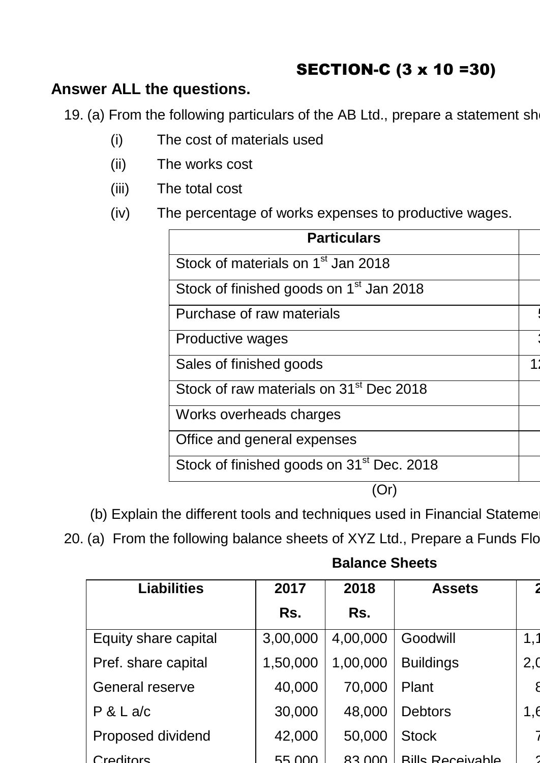## SECTION-C (3 x 10 =30)

**Answer ALL the questions.**

19. (a) From the following particulars of the AB Ltd., prepare a statement sh

   (i) The cost of materials used

   (ii) The works cost

   (iii) The total cost

   (iv) The percentage of works expenses to productive wages.

| Particulars | |
|---|---|
| Stock of materials on 1st Jan 2018 | |
| Stock of finished goods on 1st Jan 2018 | |
| Purchase of raw materials | 5 |
| Productive wages | 3 |
| Sales of finished goods | 12 |
| Stock of raw materials on 31st Dec 2018 | |
| Works overheads charges | |
| Office and general expenses | |
| Stock of finished goods on 31st Dec. 2018 | |

(Or)

(b) Explain the different tools and techniques used in Financial Statemen

20. (a) From the following balance sheets of XYZ Ltd., Prepare a Funds Flo

**Balance Sheets**

| Liabilities | 2017 Rs. | 2018 Rs. | Assets | 2 |
|---|---|---|---|---|
| Equity share capital | 3,00,000 | 4,00,000 | Goodwill | 1,1 |
| Pref. share capital | 1,50,000 | 1,00,000 | Buildings | 2,0 |
| General reserve | 40,000 | 70,000 | Plant | 8 |
| P & L a/c | 30,000 | 48,000 | Debtors | 1,6 |
| Proposed dividend | 42,000 | 50,000 | Stock | 7 |
| Creditors | 55,000 | 83,000 | Bills Receivable | 2 |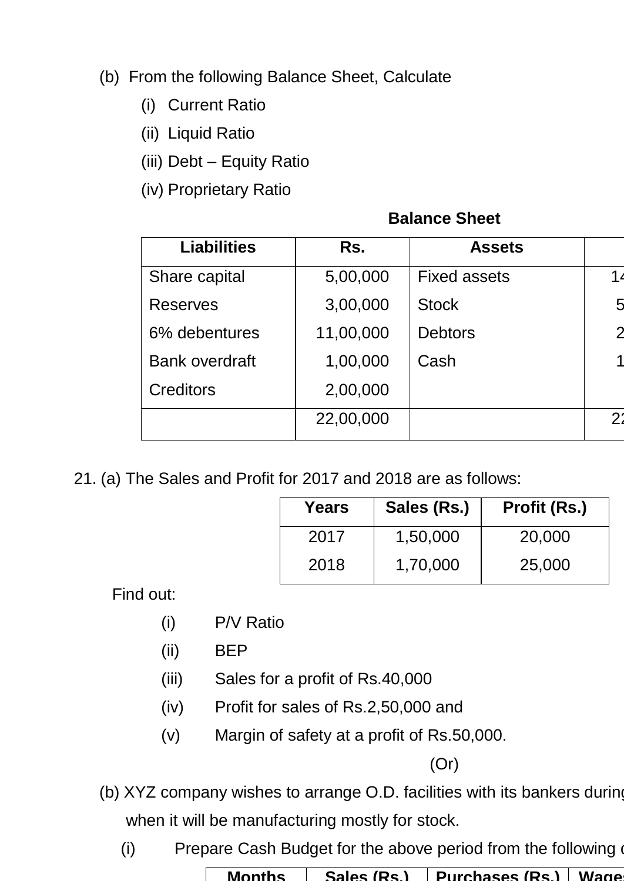(b) From the following Balance Sheet, Calculate

(i) Current Ratio

(ii) Liquid Ratio

(iii) Debt – Equity Ratio

(iv) Proprietary Ratio

**Balance Sheet**

| **Liabilities** | **Rs.** | **Assets** | |
|---|---|---|---|
| Share capital | 5,00,000 | Fixed assets | 14 |
| Reserves | 3,00,000 | Stock | 5 |
| 6% debentures | 11,00,000 | Debtors | 2 |
| Bank overdraft | 1,00,000 | Cash | 1 |
| Creditors | 2,00,000 | | |
| | 22,00,000 | | 22 |

21. (a) The Sales and Profit for 2017 and 2018 are as follows:

| **Years** | **Sales (Rs.)** | **Profit (Rs.)** |
|---|---|---|
| 2017 | 1,50,000 | 20,000 |
| 2018 | 1,70,000 | 25,000 |

Find out:

(i) P/V Ratio

(ii) BEP

(iii) Sales for a profit of Rs.40,000

(iv) Profit for sales of Rs.2,50,000 and

(v) Margin of safety at a profit of Rs.50,000.

(Or)

(b) XYZ company wishes to arrange O.D. facilities with its bankers during when it will be manufacturing mostly for stock.

(i) Prepare Cash Budget for the above period from the following

| Months | Sales (Rs.) | Purchases (Rs.) | Wage |
|---|---|---|---|